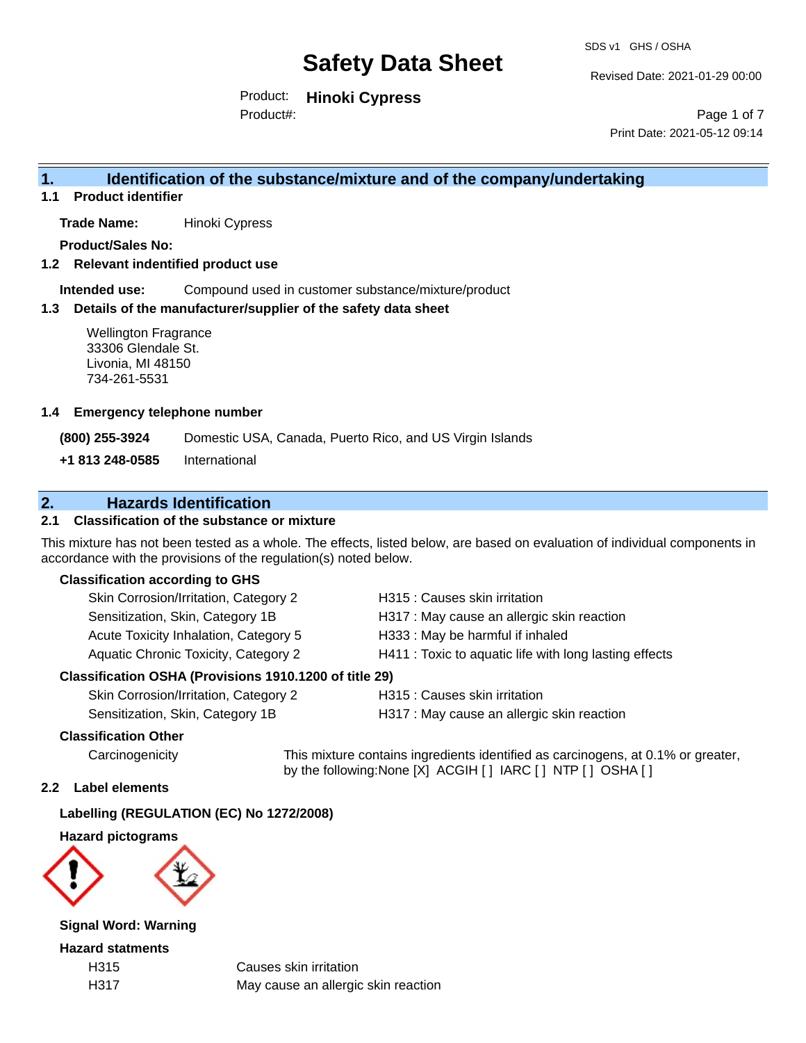# Safety Data Sheet

SDS v1 GHS / OSHA

Revised Date: 2021-01-29 00:00

Product: **Hinoki Cypress**

Product#:

Print Date: 2021-05-12 09:14

## 1. Identification of the substance/mixture and of the company/undertaking

### 1.1 Product identifier

**Trade Name:** Hinoki Cypress

**Product/Sales No:**

### 1.2 Relevant identified product use

**Intended use:** Compound used in customer substance/mixture/product

### 1.3 Details of the manufacturer/supplier of the safety data sheet

Wellington Fragrance
33306 Glendale St.
Livonia, MI 48150
734-261-5531

### 1.4 Emergency telephone number

| | |
|---|---|
| **(800) 255-3924** | Domestic USA, Canada, Puerto Rico, and US Virgin Islands |
| **+1 813 248-0585** | International |

## 2. Hazards Identification

### 2.1 Classification of the substance or mixture

This mixture has not been tested as a whole. The effects, listed below, are based on evaluation of individual components in accordance with the provisions of the regulation(s) noted below.

**Classification according to GHS**

| | |
|---|---|
| Skin Corrosion/Irritation, Category 2 | H315 : Causes skin irritation |
| Sensitization, Skin, Category 1B | H317 : May cause an allergic skin reaction |
| Acute Toxicity Inhalation, Category 5 | H333 : May be harmful if inhaled |
| Aquatic Chronic Toxicity, Category 2 | H411 : Toxic to aquatic life with long lasting effects |

**Classification OSHA (Provisions 1910.1200 of title 29)**

| | |
|---|---|
| Skin Corrosion/Irritation, Category 2 | H315 : Causes skin irritation |
| Sensitization, Skin, Category 1B | H317 : May cause an allergic skin reaction |

**Classification Other**

Carcinogenicity: This mixture contains ingredients identified as carcinogens, at 0.1% or greater, by the following:None [X] ACGIH [ ] IARC [ ] NTP [ ] OSHA [ ]

### 2.2 Label elements

**Labelling (REGULATION (EC) No 1272/2008)**

**Hazard pictograms**

**Signal Word: Warning**

**Hazard statments**

| | |
|---|---|
| H315 | Causes skin irritation |
| H317 | May cause an allergic skin reaction |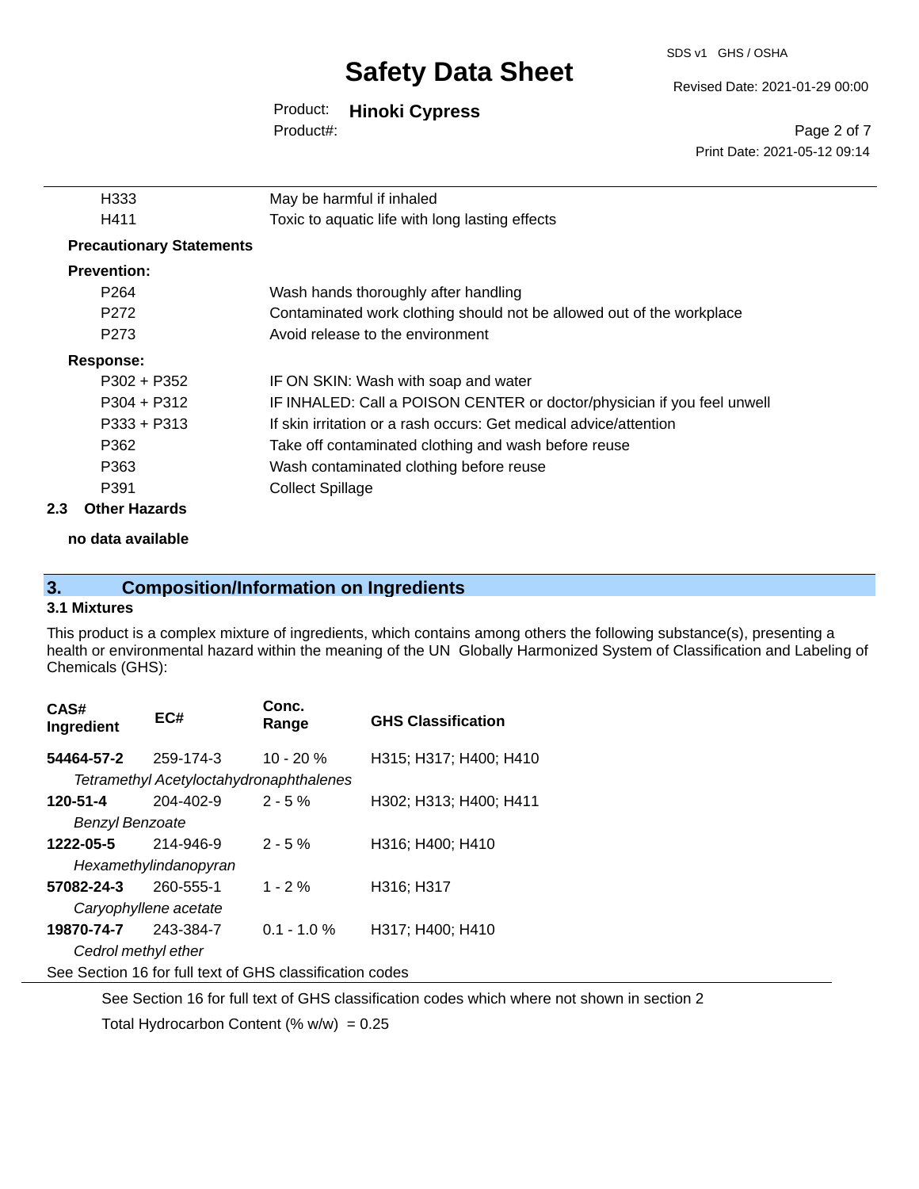| | |
|---|---|
| H333 | May be harmful if inhaled |
| H411 | Toxic to aquatic life with long lasting effects |

**Precautionary Statements**

**Prevention:**

| | |
|---|---|
| P264 | Wash hands thoroughly after handling |
| P272 | Contaminated work clothing should not be allowed out of the workplace |
| P273 | Avoid release to the environment |

**Response:**

| | |
|---|---|
| P302 + P352 | IF ON SKIN: Wash with soap and water |
| P304 + P312 | IF INHALED: Call a POISON CENTER or doctor/physician if you feel unwell |
| P333 + P313 | If skin irritation or a rash occurs: Get medical advice/attention |
| P362 | Take off contaminated clothing and wash before reuse |
| P363 | Wash contaminated clothing before reuse |
| P391 | Collect Spillage |

**2.3 Other Hazards**

**no data available**

## 3. Composition/Information on Ingredients

### 3.1 Mixtures

This product is a complex mixture of ingredients, which contains among others the following substance(s), presenting a health or environmental hazard within the meaning of the UN Globally Harmonized System of Classification and Labeling of Chemicals (GHS):

| CAS# Ingredient | EC# | Conc. Range | GHS Classification |
|---|---|---|---|
| **54464-57-2** | 259-174-3 | 10 - 20 % | H315; H317; H400; H410 |
| *Tetramethyl Acetyloctahydronaphthalenes* | | | |
| **120-51-4** | 204-402-9 | 2 - 5 % | H302; H313; H400; H411 |
| *Benzyl Benzoate* | | | |
| **1222-05-5** | 214-946-9 | 2 - 5 % | H316; H400; H410 |
| *Hexamethylindanopyran* | | | |
| **57082-24-3** | 260-555-1 | 1 - 2 % | H316; H317 |
| *Caryophyllene acetate* | | | |
| **19870-74-7** | 243-384-7 | 0.1 - 1.0 % | H317; H400; H410 |
| *Cedrol methyl ether* | | | |

See Section 16 for full text of GHS classification codes

See Section 16 for full text of GHS classification codes which where not shown in section 2

Total Hydrocarbon Content (% w/w) = 0.25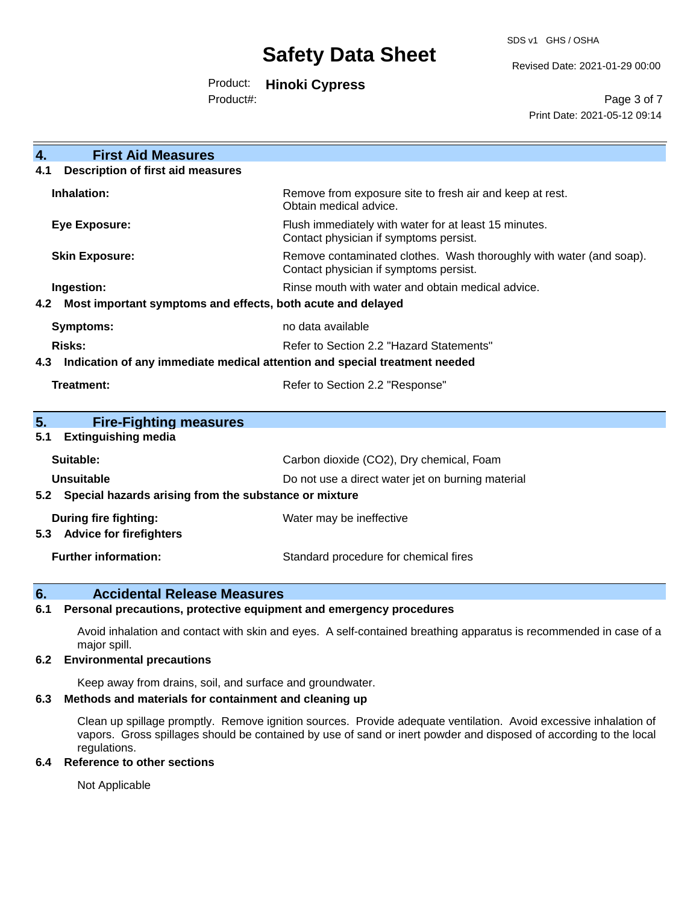## 4. First Aid Measures

### 4.1 Description of first aid measures

| | |
|---|---|
| **Inhalation:** | Remove from exposure site to fresh air and keep at rest. Obtain medical advice. |
| **Eye Exposure:** | Flush immediately with water for at least 15 minutes. Contact physician if symptoms persist. |
| **Skin Exposure:** | Remove contaminated clothes. Wash thoroughly with water (and soap). Contact physician if symptoms persist. |
| **Ingestion:** | Rinse mouth with water and obtain medical advice. |

### 4.2 Most important symptoms and effects, both acute and delayed

| | |
|---|---|
| **Symptoms:** | no data available |
| **Risks:** | Refer to Section 2.2 "Hazard Statements" |

### 4.3 Indication of any immediate medical attention and special treatment needed

| | |
|---|---|
| **Treatment:** | Refer to Section 2.2 "Response" |

## 5. Fire-Fighting measures

### 5.1 Extinguishing media

| | |
|---|---|
| **Suitable:** | Carbon dioxide ($CO_2$), Dry chemical, Foam |
| **Unsuitable** | Do not use a direct water jet on burning material |

### 5.2 Special hazards arising from the substance or mixture

| | |
|---|---|
| **During fire fighting:** | Water may be ineffective |

### 5.3 Advice for firefighters

| | |
|---|---|
| **Further information:** | Standard procedure for chemical fires |

## 6. Accidental Release Measures

### 6.1 Personal precautions, protective equipment and emergency procedures

Avoid inhalation and contact with skin and eyes. A self-contained breathing apparatus is recommended in case of a major spill.

### 6.2 Environmental precautions

Keep away from drains, soil, and surface and groundwater.

### 6.3 Methods and materials for containment and cleaning up

Clean up spillage promptly. Remove ignition sources. Provide adequate ventilation. Avoid excessive inhalation of vapors. Gross spillages should be contained by use of sand or inert powder and disposed of according to the local regulations.

### 6.4 Reference to other sections

Not Applicable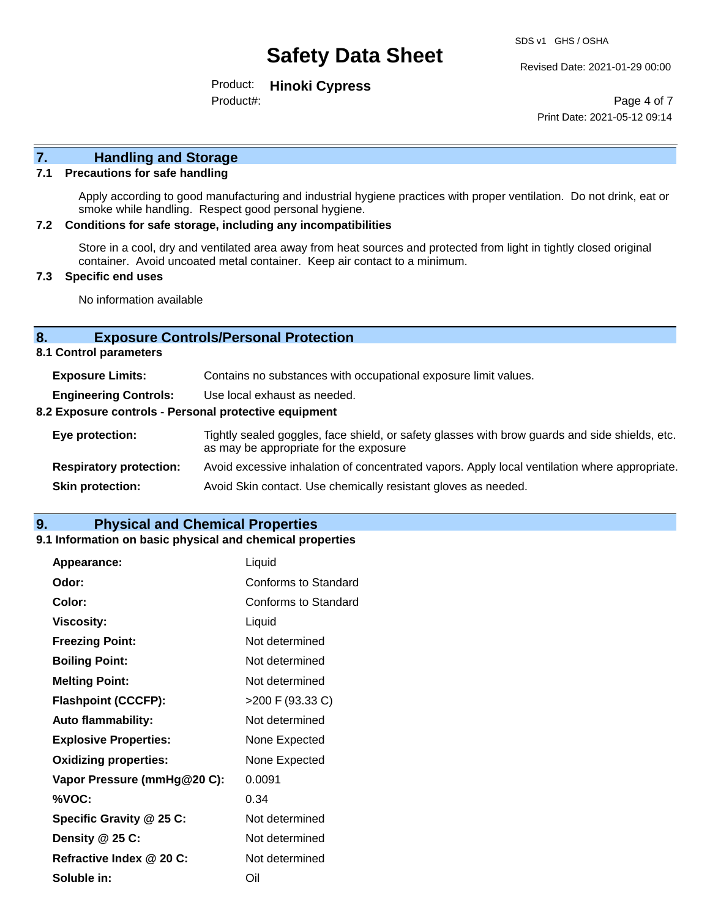## 7. Handling and Storage

### 7.1 Precautions for safe handling

Apply according to good manufacturing and industrial hygiene practices with proper ventilation. Do not drink, eat or smoke while handling. Respect good personal hygiene.

### 7.2 Conditions for safe storage, including any incompatibilities

Store in a cool, dry and ventilated area away from heat sources and protected from light in tightly closed original container. Avoid uncoated metal container. Keep air contact to a minimum.

### 7.3 Specific end uses

No information available

## 8. Exposure Controls/Personal Protection

### 8.1 Control parameters

| | |
|---|---|
| **Exposure Limits:** | Contains no substances with occupational exposure limit values. |
| **Engineering Controls:** | Use local exhaust as needed. |

### 8.2 Exposure controls - Personal protective equipment

| | |
|---|---|
| **Eye protection:** | Tightly sealed goggles, face shield, or safety glasses with brow guards and side shields, etc. as may be appropriate for the exposure |
| **Respiratory protection:** | Avoid excessive inhalation of concentrated vapors. Apply local ventilation where appropriate. |
| **Skin protection:** | Avoid Skin contact. Use chemically resistant gloves as needed. |

## 9. Physical and Chemical Properties

### 9.1 Information on basic physical and chemical properties

| | |
|---|---|
| **Appearance:** | Liquid |
| **Odor:** | Conforms to Standard |
| **Color:** | Conforms to Standard |
| **Viscosity:** | Liquid |
| **Freezing Point:** | Not determined |
| **Boiling Point:** | Not determined |
| **Melting Point:** | Not determined |
| **Flashpoint (CCCFP):** | >200 F (93.33 C) |
| **Auto flammability:** | Not determined |
| **Explosive Properties:** | None Expected |
| **Oxidizing properties:** | None Expected |
| **Vapor Pressure (mmHg@20 C):** | 0.0091 |
| **%VOC:** | 0.34 |
| **Specific Gravity @ 25 C:** | Not determined |
| **Density @ 25 C:** | Not determined |
| **Refractive Index @ 20 C:** | Not determined |
| **Soluble in:** | Oil |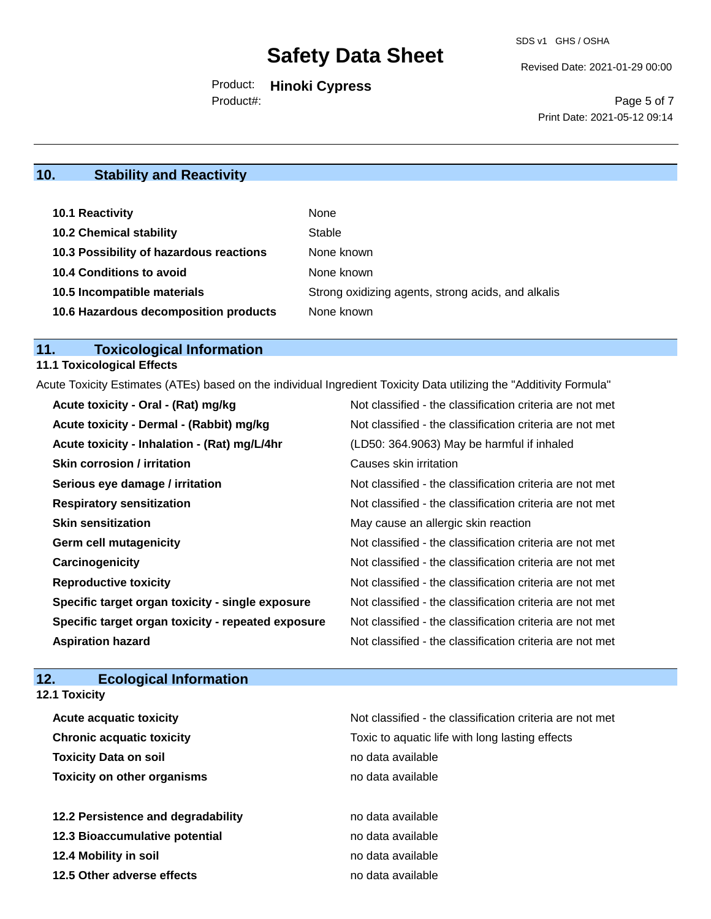## 10. Stability and Reactivity

| | |
|---|---|
| **10.1 Reactivity** | None |
| **10.2 Chemical stability** | Stable |
| **10.3 Possibility of hazardous reactions** | None known |
| **10.4 Conditions to avoid** | None known |
| **10.5 Incompatible materials** | Strong oxidizing agents, strong acids, and alkalis |
| **10.6 Hazardous decomposition products** | None known |

## 11. Toxicological Information

### 11.1 Toxicological Effects

Acute Toxicity Estimates (ATEs) based on the individual Ingredient Toxicity Data utilizing the "Additivity Formula"

| | |
|---|---|
| **Acute toxicity - Oral - (Rat) mg/kg** | Not classified - the classification criteria are not met |
| **Acute toxicity - Dermal - (Rabbit) mg/kg** | Not classified - the classification criteria are not met |
| **Acute toxicity - Inhalation - (Rat) mg/L/4hr** | (LD50: 364.9063) May be harmful if inhaled |
| **Skin corrosion / irritation** | Causes skin irritation |
| **Serious eye damage / irritation** | Not classified - the classification criteria are not met |
| **Respiratory sensitization** | Not classified - the classification criteria are not met |
| **Skin sensitization** | May cause an allergic skin reaction |
| **Germ cell mutagenicity** | Not classified - the classification criteria are not met |
| **Carcinogenicity** | Not classified - the classification criteria are not met |
| **Reproductive toxicity** | Not classified - the classification criteria are not met |
| **Specific target organ toxicity - single exposure** | Not classified - the classification criteria are not met |
| **Specific target organ toxicity - repeated exposure** | Not classified - the classification criteria are not met |
| **Aspiration hazard** | Not classified - the classification criteria are not met |

## 12. Ecological Information

### 12.1 Toxicity

| | |
|---|---|
| **Acute acquatic toxicity** | Not classified - the classification criteria are not met |
| **Chronic acquatic toxicity** | Toxic to aquatic life with long lasting effects |
| **Toxicity Data on soil** | no data available |
| **Toxicity on other organisms** | no data available |

| | |
|---|---|
| **12.2 Persistence and degradability** | no data available |
| **12.3 Bioaccumulative potential** | no data available |
| **12.4 Mobility in soil** | no data available |
| **12.5 Other adverse effects** | no data available |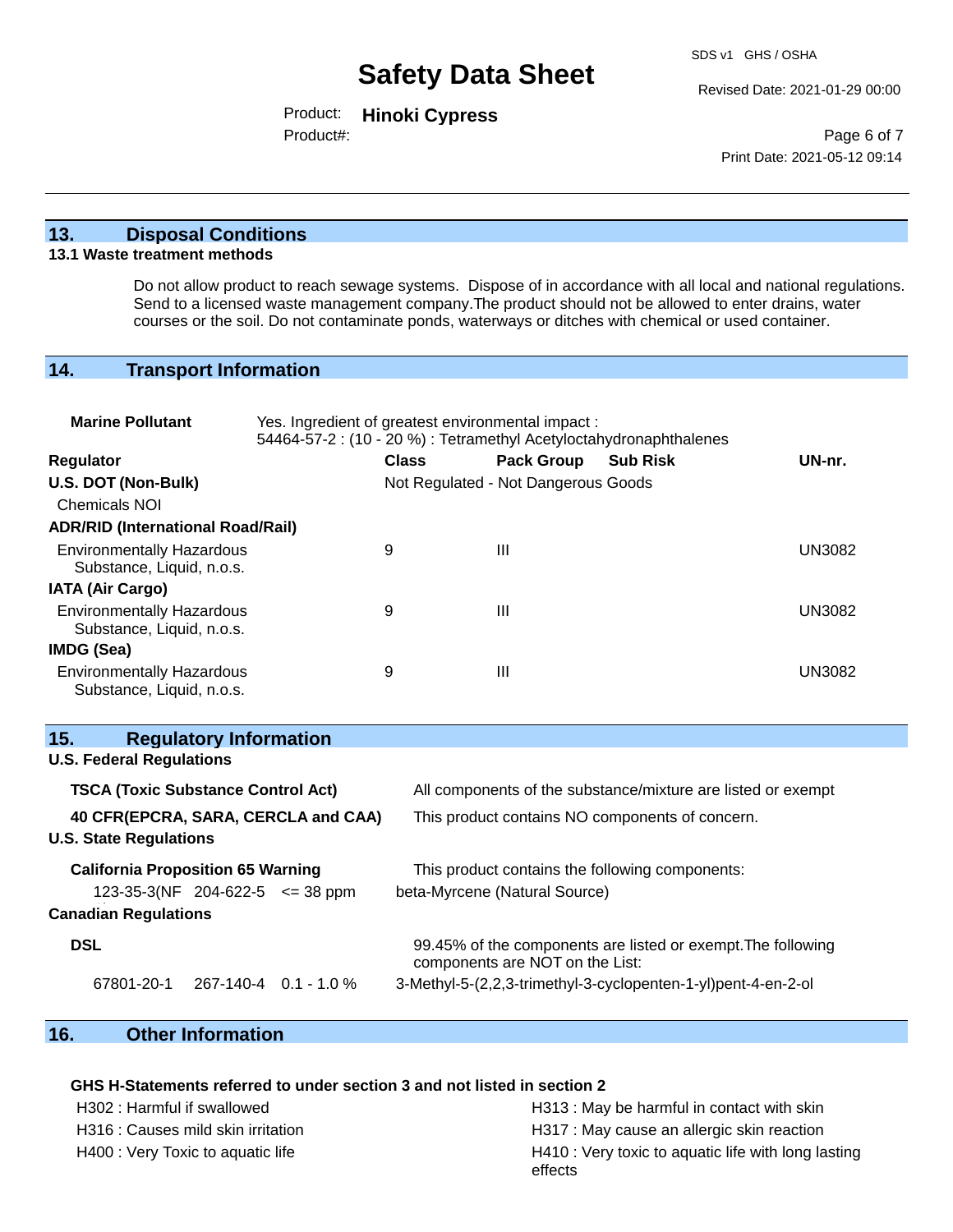## 13. Disposal Conditions

### 13.1 Waste treatment methods

Do not allow product to reach sewage systems. Dispose of in accordance with all local and national regulations. Send to a licensed waste management company.The product should not be allowed to enter drains, water courses or the soil. Do not contaminate ponds, waterways or ditches with chemical or used container.

## 14. Transport Information

**Marine Pollutant** Yes. Ingredient of greatest environmental impact :
54464-57-2 : (10 - 20 %) : Tetramethyl Acetyloctahydronaphthalenes

| Regulator | Class | Pack Group | Sub Risk | UN-nr. |
|---|---|---|---|---|
| **U.S. DOT (Non-Bulk)** | Not Regulated - Not Dangerous Goods | | | |
| Chemicals NOI | | | | |
| **ADR/RID (International Road/Rail)** | | | | |
| Environmentally Hazardous Substance, Liquid, n.o.s. | 9 | III | | UN3082 |
| **IATA (Air Cargo)** | | | | |
| Environmentally Hazardous Substance, Liquid, n.o.s. | 9 | III | | UN3082 |
| **IMDG (Sea)** | | | | |
| Environmentally Hazardous Substance, Liquid, n.o.s. | 9 | III | | UN3082 |

## 15. Regulatory Information

**U.S. Federal Regulations**

**TSCA (Toxic Substance Control Act)** All components of the substance/mixture are listed or exempt

**40 CFR(EPCRA, SARA, CERCLA and CAA)** This product contains NO components of concern.

**U.S. State Regulations**

**California Proposition 65 Warning** This product contains the following components:

| | | | |
|---|---|---|---|
| 123-35-3(NF | 204-622-5 | <= 38 ppm | beta-Myrcene (Natural Source) |

**Canadian Regulations**

**DSL** 99.45% of the components are listed or exempt.The following components are NOT on the List:

| | | | |
|---|---|---|---|
| 67801-20-1 | 267-140-4 | 0.1 - 1.0 % | 3-Methyl-5-(2,2,3-trimethyl-3-cyclopenten-1-yl)pent-4-en-2-ol |

## 16. Other Information

**GHS H-Statements referred to under section 3 and not listed in section 2**

- H302 : Harmful if swallowed
- H313 : May be harmful in contact with skin
- H316 : Causes mild skin irritation
- H317 : May cause an allergic skin reaction
- H400 : Very Toxic to aquatic life
- H410 : Very toxic to aquatic life with long lasting effects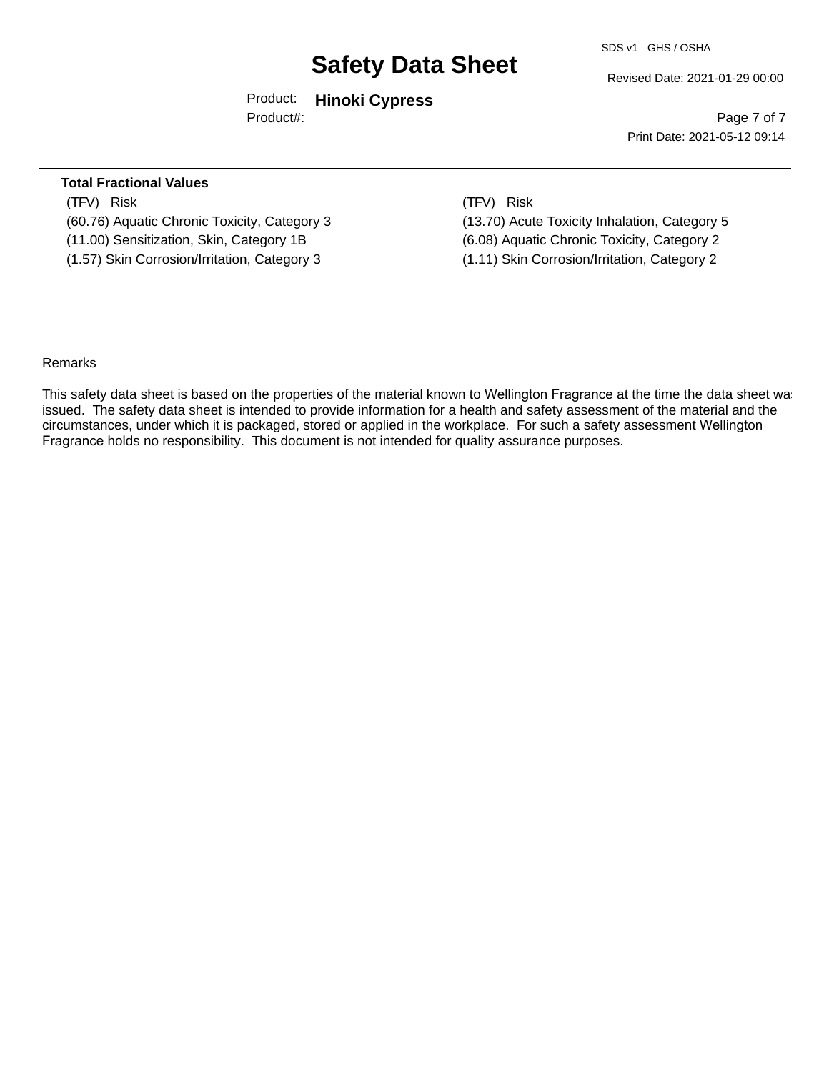### Total Fractional Values

| (TFV) | Risk | (TFV) | Risk |
|---|---|---|---|
| (60.76) | Aquatic Chronic Toxicity, Category 3 | (13.70) | Acute Toxicity Inhalation, Category 5 |
| (11.00) | Sensitization, Skin, Category 1B | (6.08) | Aquatic Chronic Toxicity, Category 2 |
| (1.57) | Skin Corrosion/Irritation, Category 3 | (1.11) | Skin Corrosion/Irritation, Category 2 |

Remarks

This safety data sheet is based on the properties of the material known to Wellington Fragrance at the time the data sheet was issued. The safety data sheet is intended to provide information for a health and safety assessment of the material and the circumstances, under which it is packaged, stored or applied in the workplace. For such a safety assessment Wellington Fragrance holds no responsibility. This document is not intended for quality assurance purposes.